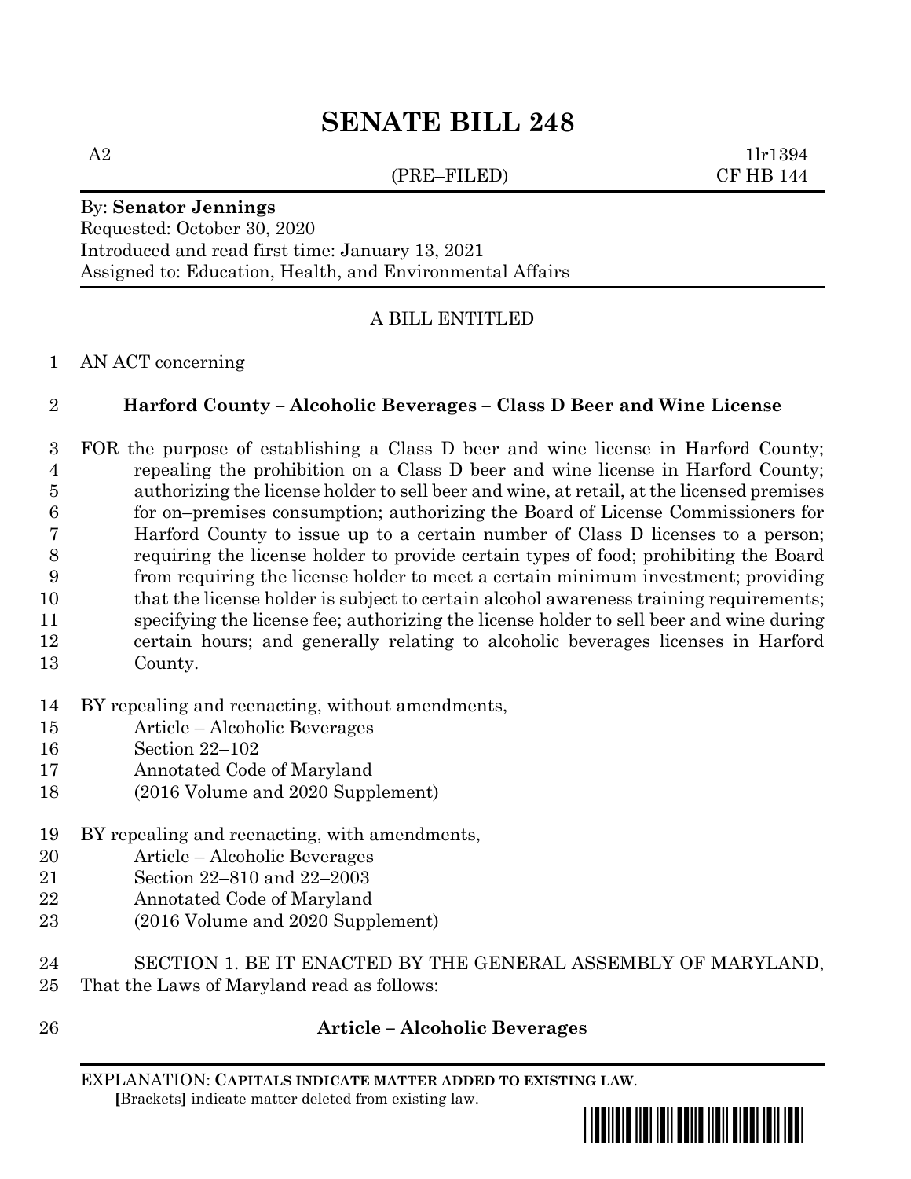# SENATE BILL 248

A2 (PRE–FILED) 1lr1394
CF HB 144

By: **Senator Jennings**
Requested: October 30, 2020
Introduced and read first time: January 13, 2021
Assigned to: Education, Health, and Environmental Affairs

A BILL ENTITLED

1 AN ACT concerning

2 **Harford County – Alcoholic Beverages – Class D Beer and Wine License**

3 FOR the purpose of establishing a Class D beer and wine license in Harford County;
4 repealing the prohibition on a Class D beer and wine license in Harford County;
5 authorizing the license holder to sell beer and wine, at retail, at the licensed premises
6 for on–premises consumption; authorizing the Board of License Commissioners for
7 Harford County to issue up to a certain number of Class D licenses to a person;
8 requiring the license holder to provide certain types of food; prohibiting the Board
9 from requiring the license holder to meet a certain minimum investment; providing
10 that the license holder is subject to certain alcohol awareness training requirements;
11 specifying the license fee; authorizing the license holder to sell beer and wine during
12 certain hours; and generally relating to alcoholic beverages licenses in Harford
13 County.

14 BY repealing and reenacting, without amendments,
15 Article – Alcoholic Beverages
16 Section 22–102
17 Annotated Code of Maryland
18 (2016 Volume and 2020 Supplement)

19 BY repealing and reenacting, with amendments,
20 Article – Alcoholic Beverages
21 Section 22–810 and 22–2003
22 Annotated Code of Maryland
23 (2016 Volume and 2020 Supplement)

24 SECTION 1. BE IT ENACTED BY THE GENERAL ASSEMBLY OF MARYLAND,
25 That the Laws of Maryland read as follows:

26 **Article – Alcoholic Beverages**

EXPLANATION: **CAPITALS INDICATE MATTER ADDED TO EXISTING LAW**.
**[**Brackets**]** indicate matter deleted from existing law.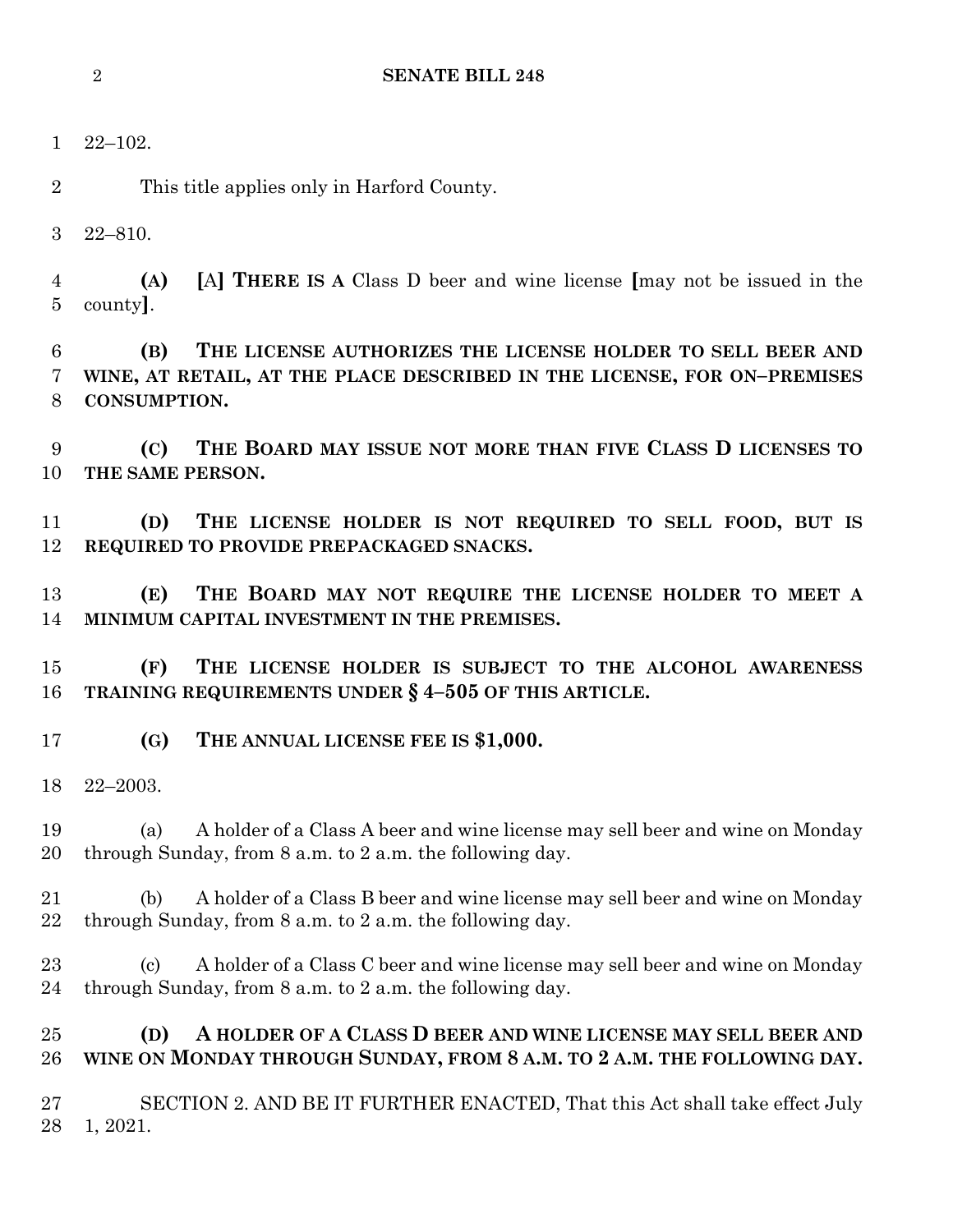22–102.

This title applies only in Harford County.

22–810.

**(A)** **[**A**]** **THERE IS A** Class D beer and wine license **[**may not be issued in the county**]**.

**(B)** **THE LICENSE AUTHORIZES THE LICENSE HOLDER TO SELL BEER AND WINE, AT RETAIL, AT THE PLACE DESCRIBED IN THE LICENSE, FOR ON–PREMISES CONSUMPTION.**

**(C)** **THE BOARD MAY ISSUE NOT MORE THAN FIVE CLASS D LICENSES TO THE SAME PERSON.**

**(D)** **THE LICENSE HOLDER IS NOT REQUIRED TO SELL FOOD, BUT IS REQUIRED TO PROVIDE PREPACKAGED SNACKS.**

**(E)** **THE BOARD MAY NOT REQUIRE THE LICENSE HOLDER TO MEET A MINIMUM CAPITAL INVESTMENT IN THE PREMISES.**

**(F)** **THE LICENSE HOLDER IS SUBJECT TO THE ALCOHOL AWARENESS TRAINING REQUIREMENTS UNDER § 4–505 OF THIS ARTICLE.**

**(G)** **THE ANNUAL LICENSE FEE IS $1,000.**

22–2003.

(a) A holder of a Class A beer and wine license may sell beer and wine on Monday through Sunday, from 8 a.m. to 2 a.m. the following day.

(b) A holder of a Class B beer and wine license may sell beer and wine on Monday through Sunday, from 8 a.m. to 2 a.m. the following day.

(c) A holder of a Class C beer and wine license may sell beer and wine on Monday through Sunday, from 8 a.m. to 2 a.m. the following day.

**(D)** **A HOLDER OF A CLASS D BEER AND WINE LICENSE MAY SELL BEER AND WINE ON MONDAY THROUGH SUNDAY, FROM 8 A.M. TO 2 A.M. THE FOLLOWING DAY.**

SECTION 2. AND BE IT FURTHER ENACTED, That this Act shall take effect July 1, 2021.